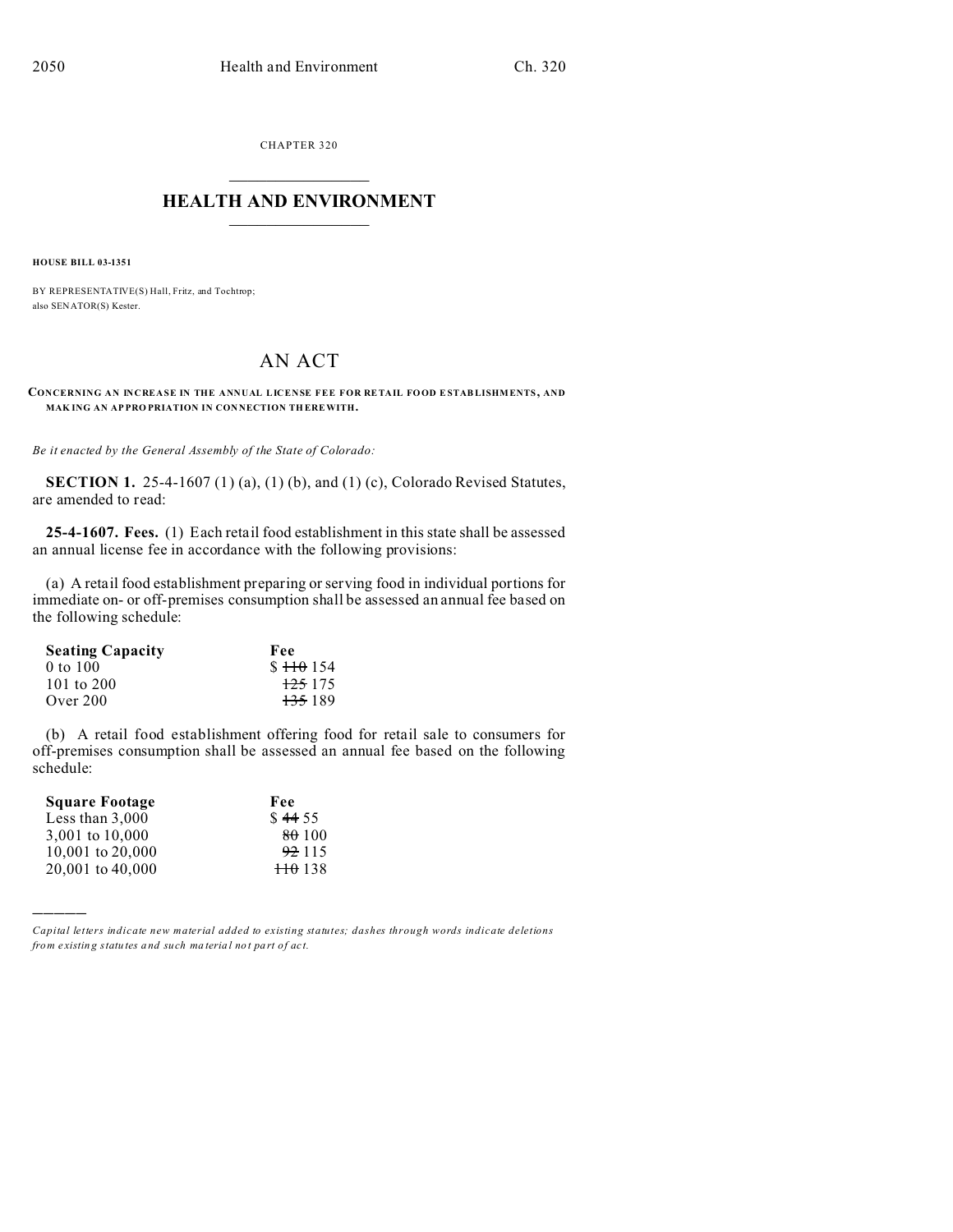CHAPTER 320

# HEALTH AND ENVIRONMENT

**HOUSE BILL 03-1351**

BY REPRESENTATIVE(S) Hall, Fritz, and Tochtrop;
also SENATOR(S) Kester.

## AN ACT

**CONCERNING AN INCREASE IN THE ANNUAL LICENSE FEE FOR RETAIL FOOD ESTABLISHMENTS, AND MAKING AN APPROPRIATION IN CONNECTION THEREWITH.**

*Be it enacted by the General Assembly of the State of Colorado:*

**SECTION 1.** 25-4-1607 (1) (a), (1) (b), and (1) (c), Colorado Revised Statutes, are amended to read:

**25-4-1607. Fees.** (1) Each retail food establishment in this state shall be assessed an annual license fee in accordance with the following provisions:

(a) A retail food establishment preparing or serving food in individual portions for immediate on- or off-premises consumption shall be assessed an annual fee based on the following schedule:

| **Seating Capacity** | **Fee** |
|---|---|
| 0 to 100 | $ ~~110~~ 154 |
| 101 to 200 | ~~125~~ 175 |
| Over 200 | ~~135~~ 189 |

(b) A retail food establishment offering food for retail sale to consumers for off-premises consumption shall be assessed an annual fee based on the following schedule:

| **Square Footage** | **Fee** |
|---|---|
| Less than 3,000 | $ ~~44~~ 55 |
| 3,001 to 10,000 | ~~80~~ 100 |
| 10,001 to 20,000 | ~~92~~ 115 |
| 20,001 to 40,000 | ~~110~~ 138 |

———

*Capital letters indicate new material added to existing statutes; dashes through words indicate deletions from existing statutes and such material not part of act.*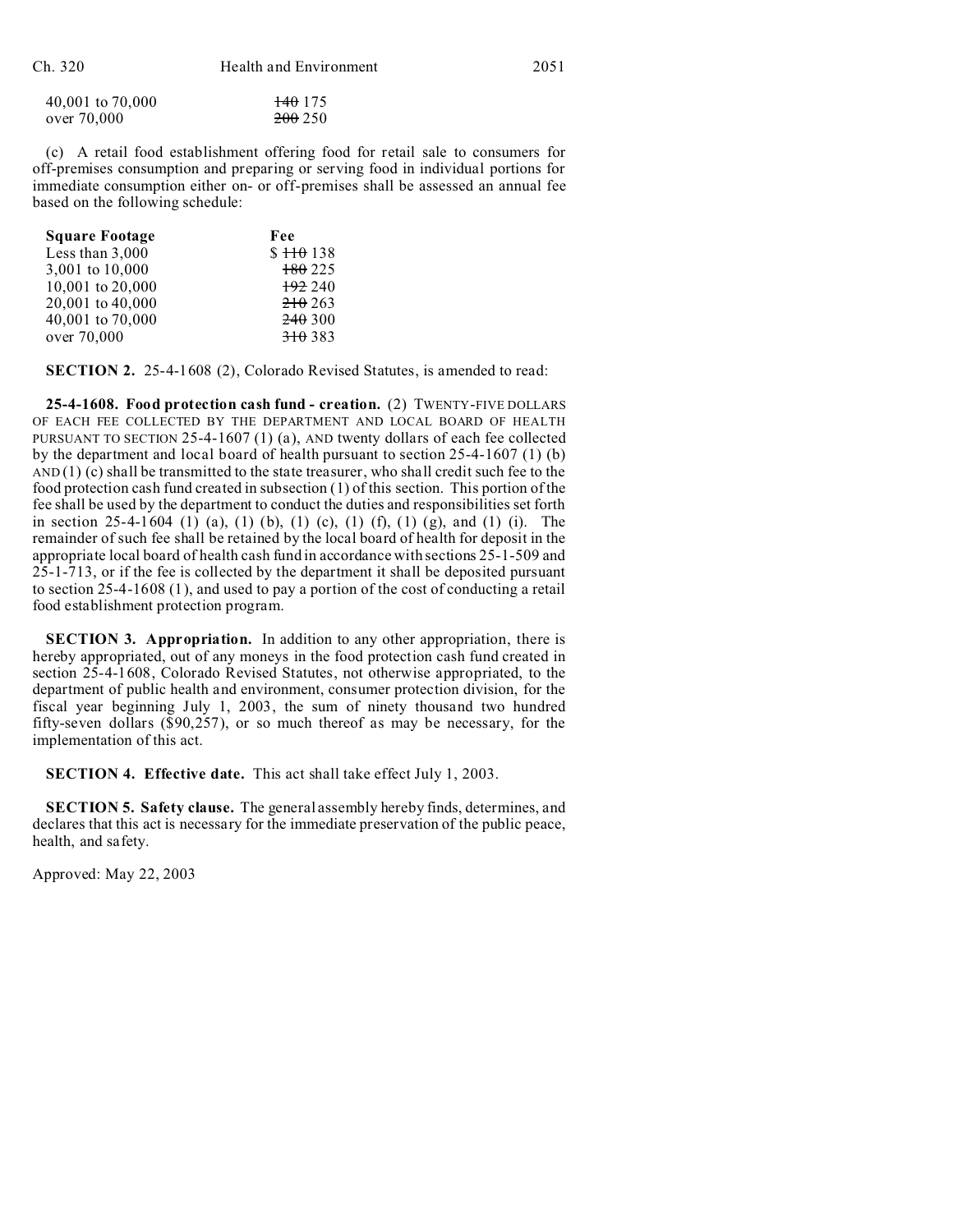| | |
|---|---|
| 40,001 to 70,000 | ~~140~~ 175 |
| over 70,000 | ~~200~~ 250 |

(c) A retail food establishment offering food for retail sale to consumers for off-premises consumption and preparing or serving food in individual portions for immediate consumption either on- or off-premises shall be assessed an annual fee based on the following schedule:

| **Square Footage** | **Fee** |
|---|---|
| Less than 3,000 | $ ~~110~~ 138 |
| 3,001 to 10,000 | ~~180~~ 225 |
| 10,001 to 20,000 | ~~192~~ 240 |
| 20,001 to 40,000 | ~~210~~ 263 |
| 40,001 to 70,000 | ~~240~~ 300 |
| over 70,000 | ~~310~~ 383 |

**SECTION 2.** 25-4-1608 (2), Colorado Revised Statutes, is amended to read:

**25-4-1608. Food protection cash fund - creation.** (2) TWENTY-FIVE DOLLARS OF EACH FEE COLLECTED BY THE DEPARTMENT AND LOCAL BOARD OF HEALTH PURSUANT TO SECTION 25-4-1607 (1) (a), AND twenty dollars of each fee collected by the department and local board of health pursuant to section 25-4-1607 (1) (b) AND (1) (c) shall be transmitted to the state treasurer, who shall credit such fee to the food protection cash fund created in subsection (1) of this section. This portion of the fee shall be used by the department to conduct the duties and responsibilities set forth in section 25-4-1604 (1) (a), (1) (b), (1) (c), (1) (f), (1) (g), and (1) (i). The remainder of such fee shall be retained by the local board of health for deposit in the appropriate local board of health cash fund in accordance with sections 25-1-509 and 25-1-713, or if the fee is collected by the department it shall be deposited pursuant to section 25-4-1608 (1), and used to pay a portion of the cost of conducting a retail food establishment protection program.

**SECTION 3. Appropriation.** In addition to any other appropriation, there is hereby appropriated, out of any moneys in the food protection cash fund created in section 25-4-1608, Colorado Revised Statutes, not otherwise appropriated, to the department of public health and environment, consumer protection division, for the fiscal year beginning July 1, 2003, the sum of ninety thousand two hundred fifty-seven dollars ($90,257), or so much thereof as may be necessary, for the implementation of this act.

**SECTION 4. Effective date.** This act shall take effect July 1, 2003.

**SECTION 5. Safety clause.** The general assembly hereby finds, determines, and declares that this act is necessary for the immediate preservation of the public peace, health, and safety.

Approved: May 22, 2003